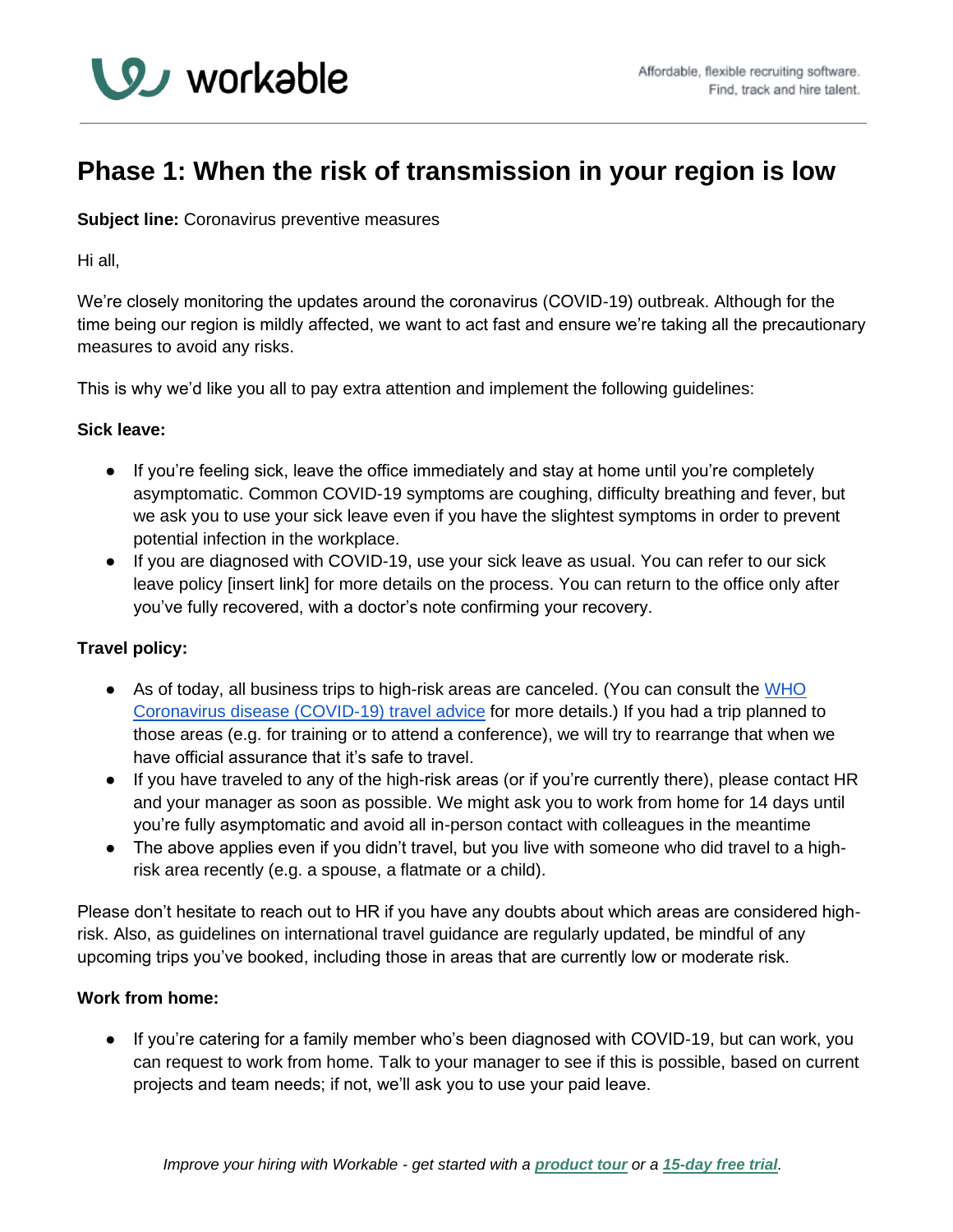# Phase 1: When the risk of transmission in your region is low

**Subject line:** Coronavirus preventive measures

Hi all,

We're closely monitoring the updates around the coronavirus (COVID-19) outbreak. Although for the time being our region is mildly affected, we want to act fast and ensure we're taking all the precautionary measures to avoid any risks.

This is why we'd like you all to pay extra attention and implement the following guidelines:

**Sick leave:**

- If you're feeling sick, leave the office immediately and stay at home until you're completely asymptomatic. Common COVID-19 symptoms are coughing, difficulty breathing and fever, but we ask you to use your sick leave even if you have the slightest symptoms in order to prevent potential infection in the workplace.
- If you are diagnosed with COVID-19, use your sick leave as usual. You can refer to our sick leave policy [insert link] for more details on the process. You can return to the office only after you've fully recovered, with a doctor's note confirming your recovery.

**Travel policy:**

- As of today, all business trips to high-risk areas are canceled. (You can consult the WHO Coronavirus disease (COVID-19) travel advice for more details.) If you had a trip planned to those areas (e.g. for training or to attend a conference), we will try to rearrange that when we have official assurance that it's safe to travel.
- If you have traveled to any of the high-risk areas (or if you're currently there), please contact HR and your manager as soon as possible. We might ask you to work from home for 14 days until you're fully asymptomatic and avoid all in-person contact with colleagues in the meantime
- The above applies even if you didn't travel, but you live with someone who did travel to a high-risk area recently (e.g. a spouse, a flatmate or a child).

Please don't hesitate to reach out to HR if you have any doubts about which areas are considered high-risk. Also, as guidelines on international travel guidance are regularly updated, be mindful of any upcoming trips you've booked, including those in areas that are currently low or moderate risk.

**Work from home:**

- If you're catering for a family member who's been diagnosed with COVID-19, but can work, you can request to work from home. Talk to your manager to see if this is possible, based on current projects and team needs; if not, we'll ask you to use your paid leave.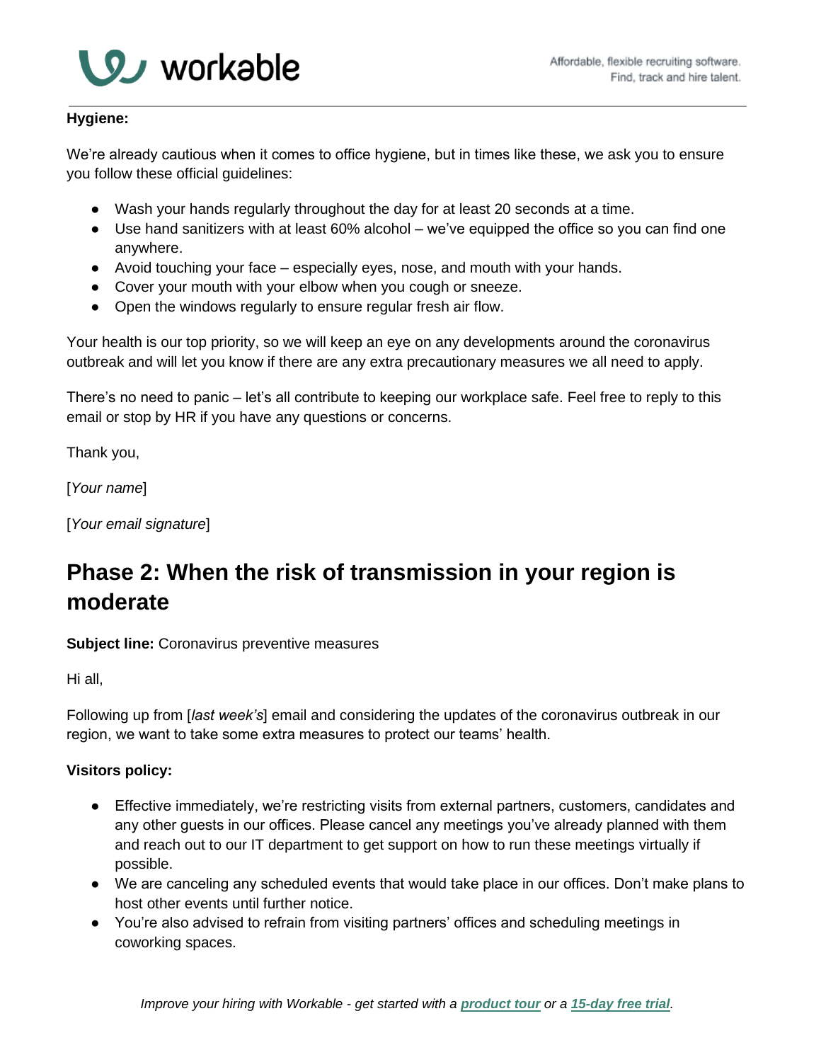**Hygiene:**

We're already cautious when it comes to office hygiene, but in times like these, we ask you to ensure you follow these official guidelines:

- Wash your hands regularly throughout the day for at least 20 seconds at a time.
- Use hand sanitizers with at least 60% alcohol – we've equipped the office so you can find one anywhere.
- Avoid touching your face – especially eyes, nose, and mouth with your hands.
- Cover your mouth with your elbow when you cough or sneeze.
- Open the windows regularly to ensure regular fresh air flow.

Your health is our top priority, so we will keep an eye on any developments around the coronavirus outbreak and will let you know if there are any extra precautionary measures we all need to apply.

There's no need to panic – let's all contribute to keeping our workplace safe. Feel free to reply to this email or stop by HR if you have any questions or concerns.

Thank you,

[*Your name*]

[*Your email signature*]

## Phase 2: When the risk of transmission in your region is moderate

**Subject line:** Coronavirus preventive measures

Hi all,

Following up from [*last week's*] email and considering the updates of the coronavirus outbreak in our region, we want to take some extra measures to protect our teams' health.

**Visitors policy:**

- Effective immediately, we're restricting visits from external partners, customers, candidates and any other guests in our offices. Please cancel any meetings you've already planned with them and reach out to our IT department to get support on how to run these meetings virtually if possible.
- We are canceling any scheduled events that would take place in our offices. Don't make plans to host other events until further notice.
- You're also advised to refrain from visiting partners' offices and scheduling meetings in coworking spaces.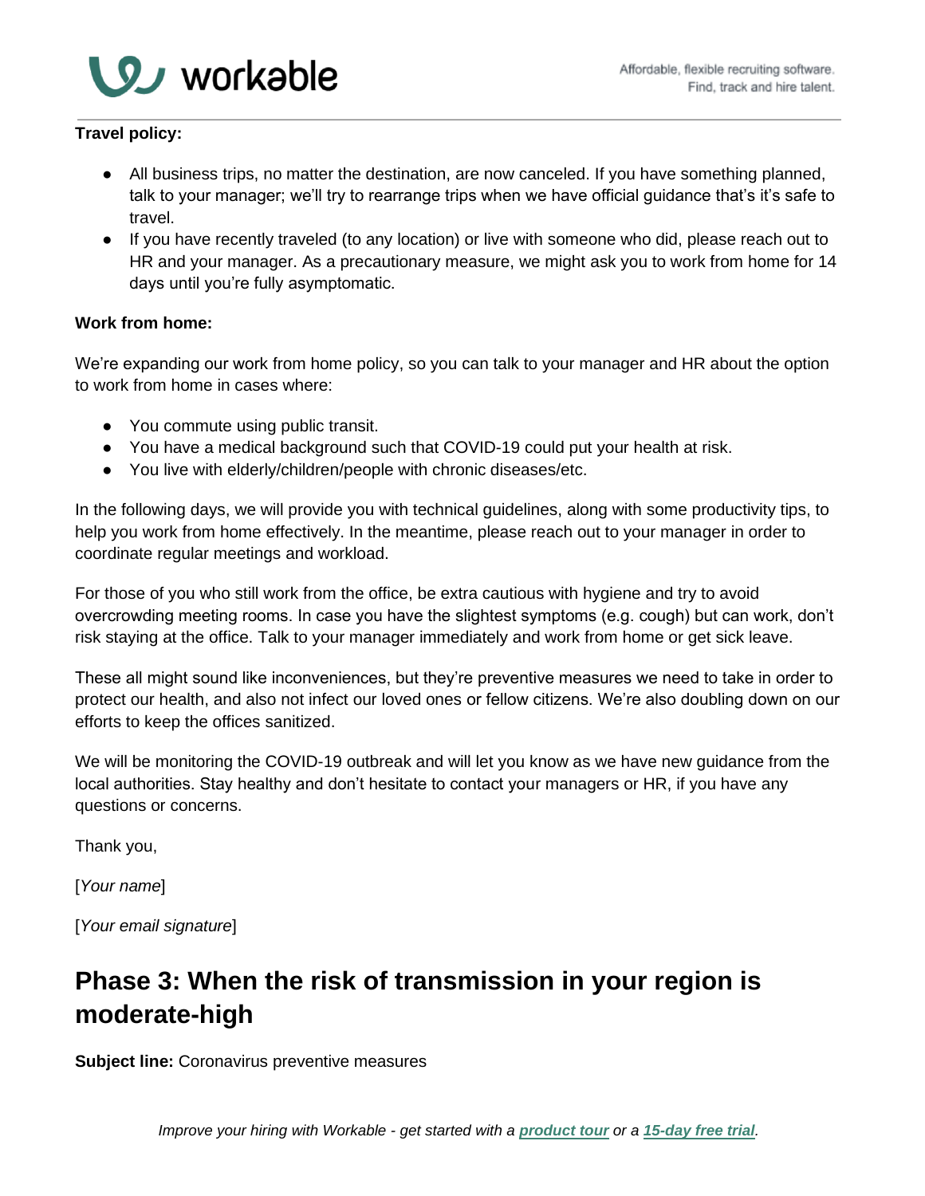**Travel policy:**

- All business trips, no matter the destination, are now canceled. If you have something planned, talk to your manager; we'll try to rearrange trips when we have official guidance that's it's safe to travel.
- If you have recently traveled (to any location) or live with someone who did, please reach out to HR and your manager. As a precautionary measure, we might ask you to work from home for 14 days until you're fully asymptomatic.

**Work from home:**

We're expanding our work from home policy, so you can talk to your manager and HR about the option to work from home in cases where:

- You commute using public transit.
- You have a medical background such that COVID-19 could put your health at risk.
- You live with elderly/children/people with chronic diseases/etc.

In the following days, we will provide you with technical guidelines, along with some productivity tips, to help you work from home effectively. In the meantime, please reach out to your manager in order to coordinate regular meetings and workload.

For those of you who still work from the office, be extra cautious with hygiene and try to avoid overcrowding meeting rooms. In case you have the slightest symptoms (e.g. cough) but can work, don't risk staying at the office. Talk to your manager immediately and work from home or get sick leave.

These all might sound like inconveniences, but they're preventive measures we need to take in order to protect our health, and also not infect our loved ones or fellow citizens. We're also doubling down on our efforts to keep the offices sanitized.

We will be monitoring the COVID-19 outbreak and will let you know as we have new guidance from the local authorities. Stay healthy and don't hesitate to contact your managers or HR, if you have any questions or concerns.

Thank you,

[*Your name*]

[*Your email signature*]

## Phase 3: When the risk of transmission in your region is moderate-high

**Subject line:** Coronavirus preventive measures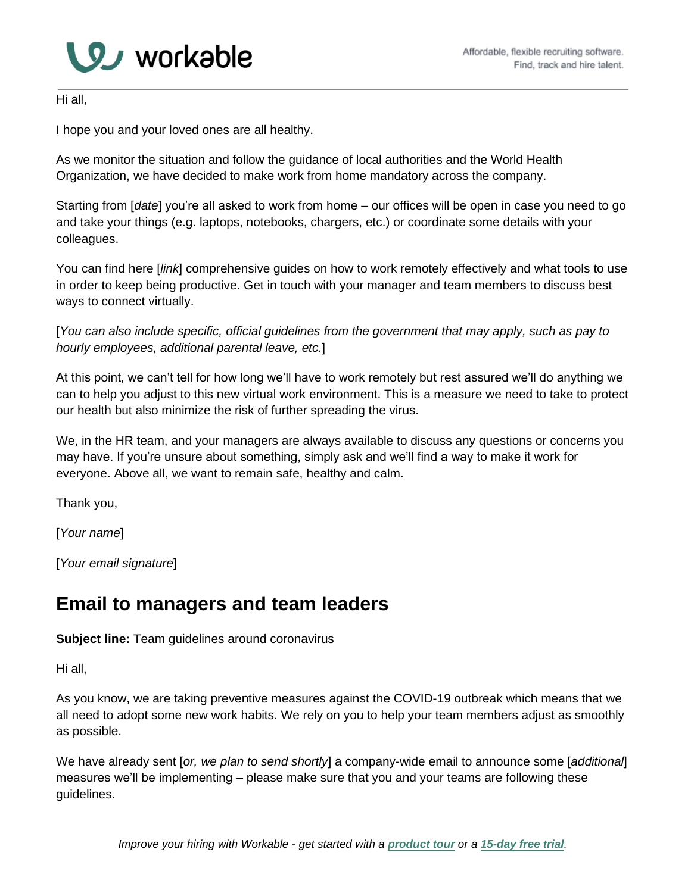Hi all,

I hope you and your loved ones are all healthy.

As we monitor the situation and follow the guidance of local authorities and the World Health Organization, we have decided to make work from home mandatory across the company.

Starting from [*date*] you're all asked to work from home – our offices will be open in case you need to go and take your things (e.g. laptops, notebooks, chargers, etc.) or coordinate some details with your colleagues.

You can find here [*link*] comprehensive guides on how to work remotely effectively and what tools to use in order to keep being productive. Get in touch with your manager and team members to discuss best ways to connect virtually.

[*You can also include specific, official guidelines from the government that may apply, such as pay to hourly employees, additional parental leave, etc.*]

At this point, we can't tell for how long we'll have to work remotely but rest assured we'll do anything we can to help you adjust to this new virtual work environment. This is a measure we need to take to protect our health but also minimize the risk of further spreading the virus.

We, in the HR team, and your managers are always available to discuss any questions or concerns you may have. If you're unsure about something, simply ask and we'll find a way to make it work for everyone. Above all, we want to remain safe, healthy and calm.

Thank you,

[*Your name*]

[*Your email signature*]

## Email to managers and team leaders

**Subject line:** Team guidelines around coronavirus

Hi all,

As you know, we are taking preventive measures against the COVID-19 outbreak which means that we all need to adopt some new work habits. We rely on you to help your team members adjust as smoothly as possible.

We have already sent [*or, we plan to send shortly*] a company-wide email to announce some [*additional*] measures we'll be implementing – please make sure that you and your teams are following these guidelines.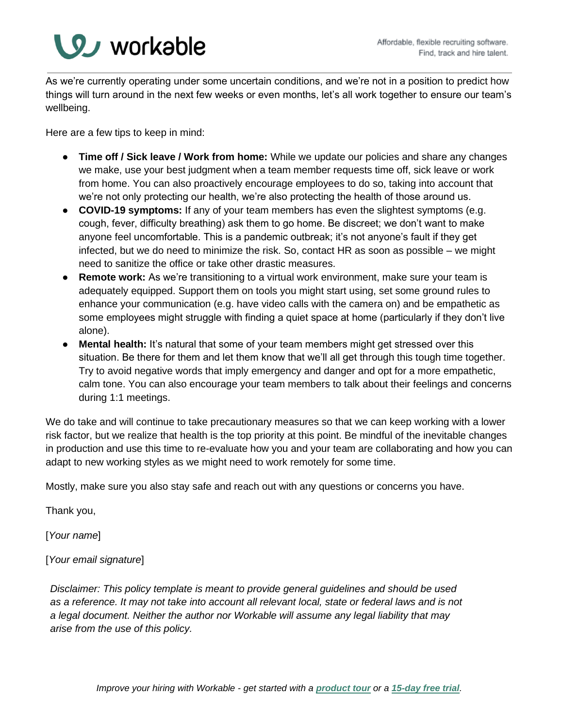As we're currently operating under some uncertain conditions, and we're not in a position to predict how things will turn around in the next few weeks or even months, let's all work together to ensure our team's wellbeing.

Here are a few tips to keep in mind:

- **Time off / Sick leave / Work from home:** While we update our policies and share any changes we make, use your best judgment when a team member requests time off, sick leave or work from home. You can also proactively encourage employees to do so, taking into account that we're not only protecting our health, we're also protecting the health of those around us.
- **COVID-19 symptoms:** If any of your team members has even the slightest symptoms (e.g. cough, fever, difficulty breathing) ask them to go home. Be discreet; we don't want to make anyone feel uncomfortable. This is a pandemic outbreak; it's not anyone's fault if they get infected, but we do need to minimize the risk. So, contact HR as soon as possible – we might need to sanitize the office or take other drastic measures.
- **Remote work:** As we're transitioning to a virtual work environment, make sure your team is adequately equipped. Support them on tools you might start using, set some ground rules to enhance your communication (e.g. have video calls with the camera on) and be empathetic as some employees might struggle with finding a quiet space at home (particularly if they don't live alone).
- **Mental health:** It's natural that some of your team members might get stressed over this situation. Be there for them and let them know that we'll all get through this tough time together. Try to avoid negative words that imply emergency and danger and opt for a more empathetic, calm tone. You can also encourage your team members to talk about their feelings and concerns during 1:1 meetings.

We do take and will continue to take precautionary measures so that we can keep working with a lower risk factor, but we realize that health is the top priority at this point. Be mindful of the inevitable changes in production and use this time to re-evaluate how you and your team are collaborating and how you can adapt to new working styles as we might need to work remotely for some time.

Mostly, make sure you also stay safe and reach out with any questions or concerns you have.

Thank you,

[*Your name*]

[*Your email signature*]

*Disclaimer: This policy template is meant to provide general guidelines and should be used as a reference. It may not take into account all relevant local, state or federal laws and is not a legal document. Neither the author nor Workable will assume any legal liability that may arise from the use of this policy.*

*Improve your hiring with Workable - get started with a **product tour** or a **15-day free trial**.*